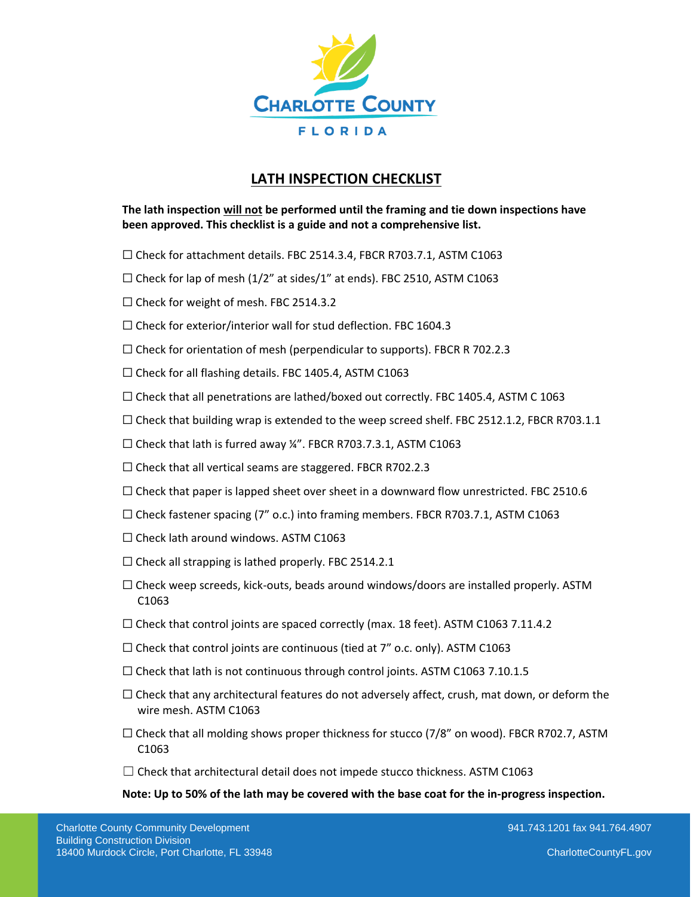CHARLOTTE COUNTY

FLORIDA

# LATH INSPECTION CHECKLIST

**The lath inspection will not be performed until the framing and tie down inspections have been approved. This checklist is a guide and not a comprehensive list.**

☐ Check for attachment details. FBC 2514.3.4, FBCR R703.7.1, ASTM C1063

☐ Check for lap of mesh (1/2" at sides/1" at ends). FBC 2510, ASTM C1063

☐ Check for weight of mesh. FBC 2514.3.2

☐ Check for exterior/interior wall for stud deflection. FBC 1604.3

☐ Check for orientation of mesh (perpendicular to supports). FBCR R 702.2.3

☐ Check for all flashing details. FBC 1405.4, ASTM C1063

☐ Check that all penetrations are lathed/boxed out correctly. FBC 1405.4, ASTM C 1063

☐ Check that building wrap is extended to the weep screed shelf. FBC 2512.1.2, FBCR R703.1.1

☐ Check that lath is furred away ¼". FBCR R703.7.3.1, ASTM C1063

☐ Check that all vertical seams are staggered. FBCR R702.2.3

☐ Check that paper is lapped sheet over sheet in a downward flow unrestricted. FBC 2510.6

☐ Check fastener spacing (7" o.c.) into framing members. FBCR R703.7.1, ASTM C1063

☐ Check lath around windows. ASTM C1063

☐ Check all strapping is lathed properly. FBC 2514.2.1

☐ Check weep screeds, kick-outs, beads around windows/doors are installed properly. ASTM C1063

☐ Check that control joints are spaced correctly (max. 18 feet). ASTM C1063 7.11.4.2

☐ Check that control joints are continuous (tied at 7" o.c. only). ASTM C1063

☐ Check that lath is not continuous through control joints. ASTM C1063 7.10.1.5

☐ Check that any architectural features do not adversely affect, crush, mat down, or deform the wire mesh. ASTM C1063

☐ Check that all molding shows proper thickness for stucco (7/8" on wood). FBCR R702.7, ASTM C1063

☐ Check that architectural detail does not impede stucco thickness. ASTM C1063

**Note: Up to 50% of the lath may be covered with the base coat for the in-progress inspection.**

Charlotte County Community Development
Building Construction Division
18400 Murdock Circle, Port Charlotte, FL 33948

941.743.1201 fax 941.764.4907

CharlotteCountyFL.gov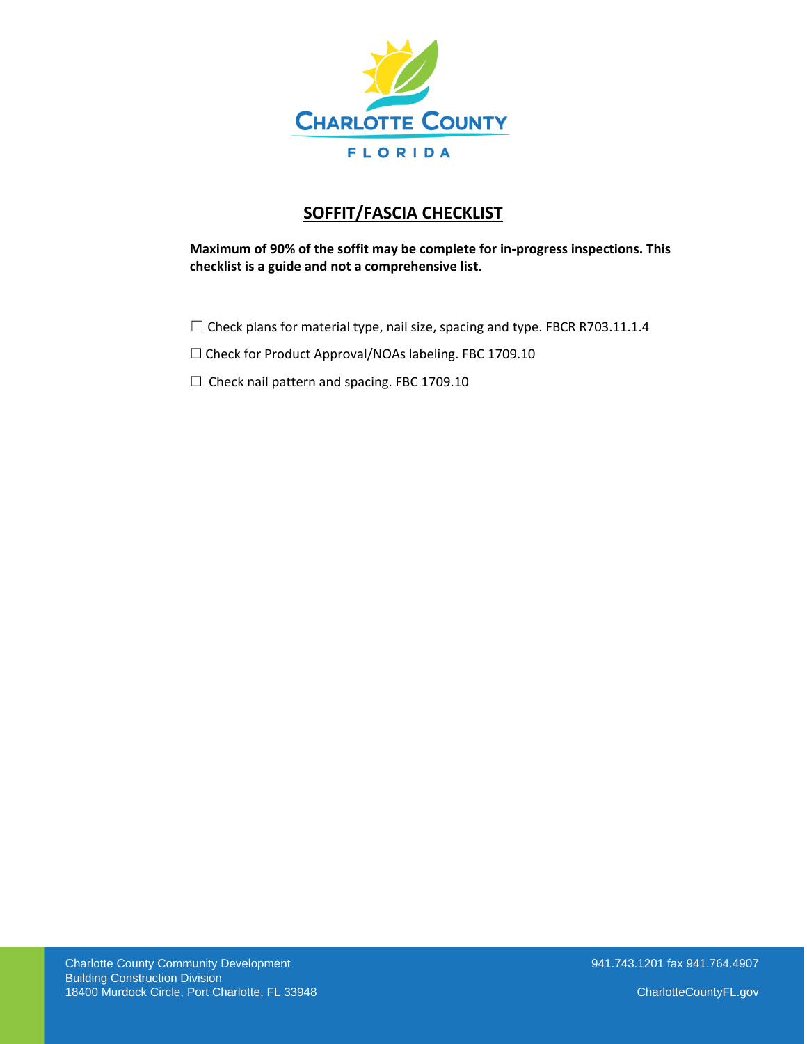# SOFFIT/FASCIA CHECKLIST

**Maximum of 90% of the soffit may be complete for in-progress inspections. This checklist is a guide and not a comprehensive list.**

☐ Check plans for material type, nail size, spacing and type. FBCR R703.11.1.4

☐ Check for Product Approval/NOAs labeling. FBC 1709.10

☐ Check nail pattern and spacing. FBC 1709.10